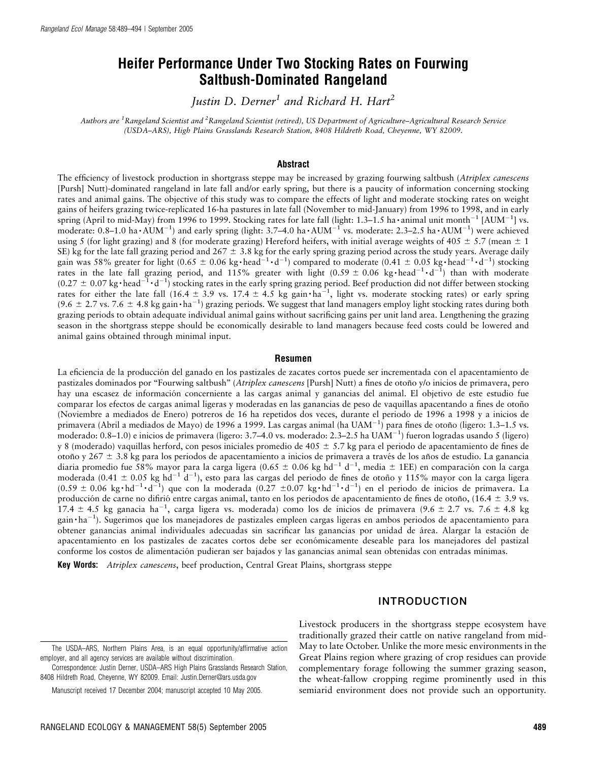# Heifer Performance Under Two Stocking Rates on Fourwing Saltbush-Dominated Rangeland

*Justin D. Derner*[1] *and Richard H. Hart*[2]

*Authors are* [1]*Rangeland Scientist and* [2]*Rangeland Scientist (retired), US Department of Agriculture–Agricultural Research Service (USDA–ARS), High Plains Grasslands Research Station, 8408 Hildreth Road, Cheyenne, WY 82009.*

## Abstract

The efficiency of livestock production in shortgrass steppe may be increased by grazing fourwing saltbush (*Atriplex canescens* [Pursh] Nutt)-dominated rangeland in late fall and/or early spring, but there is a paucity of information concerning stocking rates and animal gains. The objective of this study was to compare the effects of light and moderate stocking rates on weight gains of heifers grazing twice-replicated 16-ha pastures in late fall (November to mid-January) from 1996 to 1998, and in early spring (April to mid-May) from 1996 to 1999. Stocking rates for late fall (light: 1.3–1.5 ha·animal unit month$^{-1}$ [AUM$^{-1}$] vs. moderate: 0.8–1.0 ha·AUM$^{-1}$) and early spring (light: 3.7–4.0 ha·AUM$^{-1}$ vs. moderate: 2.3–2.5 ha·AUM$^{-1}$) were achieved using 5 (for light grazing) and 8 (for moderate grazing) Hereford heifers, with initial average weights of 405 ± 5.7 (mean ± 1 SE) kg for the late fall grazing period and 267 ± 3.8 kg for the early spring grazing period across the study years. Average daily gain was 58% greater for light (0.65 ± 0.06 kg·head$^{-1}$·d$^{-1}$) compared to moderate (0.41 ± 0.05 kg·head$^{-1}$·d$^{-1}$) stocking rates in the late fall grazing period, and 115% greater with light (0.59 ± 0.06 kg·head$^{-1}$·d$^{-1}$) than with moderate (0.27 ± 0.07 kg·head$^{-1}$·d$^{-1}$) stocking rates in the early spring grazing period. Beef production did not differ between stocking rates for either the late fall (16.4 ± 3.9 vs. 17.4 ± 4.5 kg gain·ha$^{-1}$, light vs. moderate stocking rates) or early spring (9.6 ± 2.7 vs. 7.6 ± 4.8 kg gain·ha$^{-1}$) grazing periods. We suggest that land managers employ light stocking rates during both grazing periods to obtain adequate individual animal gains without sacrificing gains per unit land area. Lengthening the grazing season in the shortgrass steppe should be economically desirable to land managers because feed costs could be lowered and animal gains obtained through minimal input.

## Resumen

La eficiencia de la producción del ganado en los pastizales de zacates cortos puede ser incrementada con el apacentamiento de pastizales dominados por "Fourwing saltbush" (*Atriplex canescens* [Pursh] Nutt) a fines de otoño y/o inicios de primavera, pero hay una escasez de información concerniente a las cargas animal y ganancias del animal. El objetivo de este estudio fue comparar los efectos de cargas animal ligeras y moderadas en las ganancias de peso de vaquillas apacentando a fines de otoño (Noviembre a mediados de Enero) potreros de 16 ha repetidos dos veces, durante el periodo de 1996 a 1998 y a inicios de primavera (Abril a mediados de Mayo) de 1996 a 1999. Las cargas animal (ha UAM$^{-1}$) para fines de otoño (ligero: 1.3–1.5 vs. moderado: 0.8–1.0) e inicios de primavera (ligero: 3.7–4.0 vs. moderado: 2.3–2.5 ha UAM$^{-1}$) fueron logradas usando 5 (ligero) y 8 (moderado) vaquillas herford, con pesos iniciales promedio de 405 ± 5.7 kg para el periodo de apacentamiento de fines de otoño y 267 ± 3.8 kg para los periodos de apacentamiento a inicios de primavera a través de los años de estudio. La ganancia diaria promedio fue 58% mayor para la carga ligera (0.65 ± 0.06 kg hd$^{-1}$ d$^{-1}$, media ± 1EE) en comparación con la carga moderada (0.41 ± 0.05 kg hd$^{-1}$ d$^{-1}$), esto para las cargas del periodo de fines de otoño y 115% mayor con la carga ligera (0.59 ± 0.06 kg·hd$^{-1}$·d$^{-1}$) que con la moderada (0.27 ±0.07 kg·hd$^{-1}$·d$^{-1}$) en el periodo de inicios de primavera. La producción de carne no difirió entre cargas animal, tanto en los periodos de apacentamiento de fines de otoño, (16.4 ± 3.9 vs. 17.4 ± 4.5 kg ganacia ha$^{-1}$, carga ligera vs. moderada) como los de inicios de primavera (9.6 ± 2.7 vs. 7.6 ± 4.8 kg gain·ha$^{-1}$). Sugerimos que los manejadores de pastizales empleen cargas ligeras en ambos periodos de apacentamiento para obtener ganancias animal individuales adecuadas sin sacrificar las ganancias por unidad de área. Alargar la estación de apacentamiento en los pastizales de zacates cortos debe ser económicamente deseable para los manejadores del pastizal conforme los costos de alimentación pudieran ser bajados y las ganancias animal sean obtenidas con entradas mínimas.

**Key Words:** *Atriplex canescens*, beef production, Central Great Plains, shortgrass steppe

## INTRODUCTION

Livestock producers in the shortgrass steppe ecosystem have traditionally grazed their cattle on native rangeland from mid-May to late October. Unlike the more mesic environments in the Great Plains region where grazing of crop residues can provide complementary forage following the summer grazing season, the wheat-fallow cropping regime prominently used in this semiarid environment does not provide such an opportunity.

The USDA–ARS, Northern Plains Area, is an equal opportunity/affirmative action employer, and all agency services are available without discrimination.

Correspondence: Justin Derner, USDA–ARS High Plains Grasslands Research Station, 8408 Hildreth Road, Cheyenne, WY 82009. Email: Justin.Derner@ars.usda.gov

Manuscript received 17 December 2004; manuscript accepted 10 May 2005.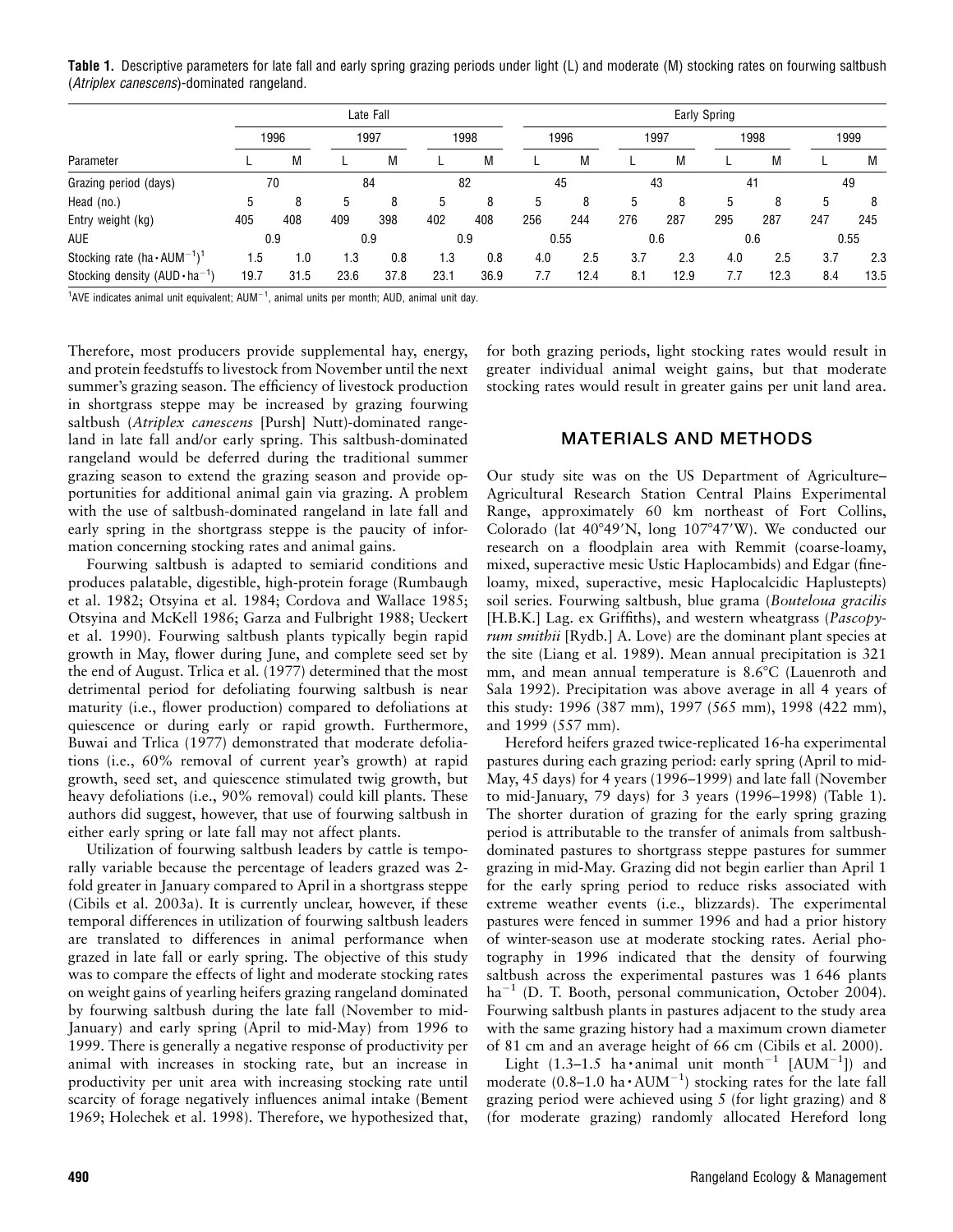**Table 1.** Descriptive parameters for late fall and early spring grazing periods under light (L) and moderate (M) stocking rates on fourwing saltbush (*Atriplex canescens*)-dominated rangeland.

| Parameter | Late Fall | | | | | | Early Spring | | | | | | | |
|---|---|---|---|---|---|---|---|---|---|---|---|---|---|---|
| | 1996 | | 1997 | | 1998 | | 1996 | | 1997 | | 1998 | | 1999 | |
| | L | M | L | M | L | M | L | M | L | M | L | M | L | M |
| Grazing period (days) | 70 | | 84 | | 82 | | 45 | | 43 | | 41 | | 49 | |
| Head (no.) | 5 | 8 | 5 | 8 | 5 | 8 | 5 | 8 | 5 | 8 | 5 | 8 | 5 | 8 |
| Entry weight (kg) | 405 | 408 | 409 | 398 | 402 | 408 | 256 | 244 | 276 | 287 | 295 | 287 | 247 | 245 |
| AUE | 0.9 | | 0.9 | | 0.9 | | 0.55 | | 0.6 | | 0.6 | | 0.55 | |
| Stocking rate (ha $\cdot$ AUM$^{-1}$)[1] | 1.5 | 1.0 | 1.3 | 0.8 | 1.3 | 0.8 | 4.0 | 2.5 | 3.7 | 2.3 | 4.0 | 2.5 | 3.7 | 2.3 |
| Stocking density (AUD $\cdot$ ha$^{-1}$) | 19.7 | 31.5 | 23.6 | 37.8 | 23.1 | 36.9 | 7.7 | 12.4 | 8.1 | 12.9 | 7.7 | 12.3 | 8.4 | 13.5 |

[1]AVE indicates animal unit equivalent; AUM$^{-1}$, animal units per month; AUD, animal unit day.

Therefore, most producers provide supplemental hay, energy, and protein feedstuffs to livestock from November until the next summer's grazing season. The efficiency of livestock production in shortgrass steppe may be increased by grazing fourwing saltbush (*Atriplex canescens* [Pursh] Nutt)-dominated rangeland in late fall and/or early spring. This saltbush-dominated rangeland would be deferred during the traditional summer grazing season to extend the grazing season and provide opportunities for additional animal gain via grazing. A problem with the use of saltbush-dominated rangeland in late fall and early spring in the shortgrass steppe is the paucity of information concerning stocking rates and animal gains.

Fourwing saltbush is adapted to semiarid conditions and produces palatable, digestible, high-protein forage (Rumbaugh et al. 1982; Otsyina et al. 1984; Cordova and Wallace 1985; Otsyina and McKell 1986; Garza and Fulbright 1988; Ueckert et al. 1990). Fourwing saltbush plants typically begin rapid growth in May, flower during June, and complete seed set by the end of August. Trlica et al. (1977) determined that the most detrimental period for defoliating fourwing saltbush is near maturity (i.e., flower production) compared to defoliations at quiescence or during early or rapid growth. Furthermore, Buwai and Trlica (1977) demonstrated that moderate defoliations (i.e., 60% removal of current year's growth) at rapid growth, seed set, and quiescence stimulated twig growth, but heavy defoliations (i.e., 90% removal) could kill plants. These authors did suggest, however, that use of fourwing saltbush in either early spring or late fall may not affect plants.

Utilization of fourwing saltbush leaders by cattle is temporally variable because the percentage of leaders grazed was 2-fold greater in January compared to April in a shortgrass steppe (Cibils et al. 2003a). It is currently unclear, however, if these temporal differences in utilization of fourwing saltbush leaders are translated to differences in animal performance when grazed in late fall or early spring. The objective of this study was to compare the effects of light and moderate stocking rates on weight gains of yearling heifers grazing rangeland dominated by fourwing saltbush during the late fall (November to mid-January) and early spring (April to mid-May) from 1996 to 1999. There is generally a negative response of productivity per animal with increases in stocking rate, but an increase in productivity per unit area with increasing stocking rate until scarcity of forage negatively influences animal intake (Bement 1969; Holechek et al. 1998). Therefore, we hypothesized that, for both grazing periods, light stocking rates would result in greater individual animal weight gains, but that moderate stocking rates would result in greater gains per unit land area.

## MATERIALS AND METHODS

Our study site was on the US Department of Agriculture–Agricultural Research Station Central Plains Experimental Range, approximately 60 km northeast of Fort Collins, Colorado (lat 40°49′N, long 107°47′W). We conducted our research on a floodplain area with Remmit (coarse-loamy, mixed, superactive mesic Ustic Haplocambids) and Edgar (fine-loamy, mixed, superactive, mesic Haplocalcidic Haplustepts) soil series. Fourwing saltbush, blue grama (*Bouteloua gracilis* [H.B.K.] Lag. ex Griffiths), and western wheatgrass (*Pascopyrum smithii* [Rydb.] A. Love) are the dominant plant species at the site (Liang et al. 1989). Mean annual precipitation is 321 mm, and mean annual temperature is 8.6°C (Lauenroth and Sala 1992). Precipitation was above average in all 4 years of this study: 1996 (387 mm), 1997 (565 mm), 1998 (422 mm), and 1999 (557 mm).

Hereford heifers grazed twice-replicated 16-ha experimental pastures during each grazing period: early spring (April to mid-May, 45 days) for 4 years (1996–1999) and late fall (November to mid-January, 79 days) for 3 years (1996–1998) (Table 1). The shorter duration of grazing for the early spring grazing period is attributable to the transfer of animals from saltbush-dominated pastures to shortgrass steppe pastures for summer grazing in mid-May. Grazing did not begin earlier than April 1 for the early spring period to reduce risks associated with extreme weather events (i.e., blizzards). The experimental pastures were fenced in summer 1996 and had a prior history of winter-season use at moderate stocking rates. Aerial photography in 1996 indicated that the density of fourwing saltbush across the experimental pastures was 1 646 plants ha$^{-1}$ (D. T. Booth, personal communication, October 2004). Fourwing saltbush plants in pastures adjacent to the study area with the same grazing history had a maximum crown diameter of 81 cm and an average height of 66 cm (Cibils et al. 2000).

Light (1.3–1.5 ha $\cdot$ animal unit month$^{-1}$ [AUM$^{-1}$]) and moderate (0.8–1.0 ha $\cdot$ AUM$^{-1}$) stocking rates for the late fall grazing period were achieved using 5 (for light grazing) and 8 (for moderate grazing) randomly allocated Hereford long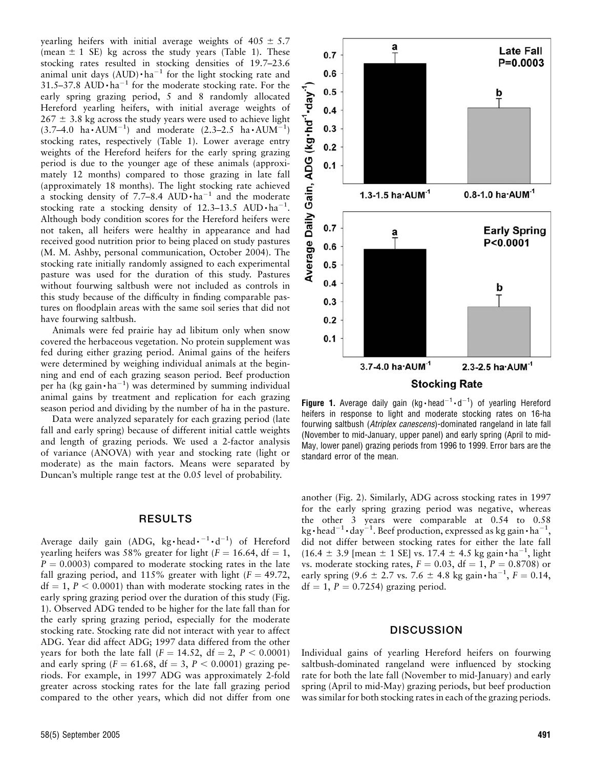yearling heifers with initial average weights of 405 ± 5.7 (mean ± 1 SE) kg across the study years (Table 1). These stocking rates resulted in stocking densities of 19.7–23.6 animal unit days (AUD)·$ha^{-1}$ for the light stocking rate and 31.5–37.8 AUD·$ha^{-1}$ for the moderate stocking rate. For the early spring grazing period, 5 and 8 randomly allocated Hereford yearling heifers, with initial average weights of 267 ± 3.8 kg across the study years were used to achieve light (3.7–4.0 ha·$AUM^{-1}$) and moderate (2.3–2.5 ha·$AUM^{-1}$) stocking rates, respectively (Table 1). Lower average entry weights of the Hereford heifers for the early spring grazing period is due to the younger age of these animals (approximately 12 months) compared to those grazing in late fall (approximately 18 months). The light stocking rate achieved a stocking density of 7.7–8.4 AUD·$ha^{-1}$ and the moderate stocking rate a stocking density of 12.3–13.5 AUD·$ha^{-1}$. Although body condition scores for the Hereford heifers were not taken, all heifers were healthy in appearance and had received good nutrition prior to being placed on study pastures (M. M. Ashby, personal communication, October 2004). The stocking rate initially randomly assigned to each experimental pasture was used for the duration of this study. Pastures without fourwing saltbush were not included as controls in this study because of the difficulty in finding comparable pastures on floodplain areas with the same soil series that did not have fourwing saltbush.

Animals were fed prairie hay ad libitum only when snow covered the herbaceous vegetation. No protein supplement was fed during either grazing period. Animal gains of the heifers were determined by weighing individual animals at the beginning and end of each grazing season period. Beef production per ha (kg gain·$ha^{-1}$) was determined by summing individual animal gains by treatment and replication for each grazing season period and dividing by the number of ha in the pasture.

Data were analyzed separately for each grazing period (late fall and early spring) because of different initial cattle weights and length of grazing periods. We used a 2-factor analysis of variance (ANOVA) with year and stocking rate (light or moderate) as the main factors. Means were separated by Duncan's multiple range test at the 0.05 level of probability.

**Figure 1.** Average daily gain (kg·$head^{-1}$·$d^{-1}$) of yearling Hereford heifers in response to light and moderate stocking rates on 16-ha fourwing saltbush (*Atriplex canescens*)-dominated rangeland in late fall (November to mid-January, upper panel) and early spring (April to mid-May, lower panel) grazing periods from 1996 to 1999. Error bars are the standard error of the mean.

## RESULTS

Average daily gain (ADG, kg·$head^{-1}$·$d^{-1}$) of Hereford yearling heifers was 58% greater for light ($F = 16.64$, df = 1, $P = 0.0003$) compared to moderate stocking rates in the late fall grazing period, and 115% greater with light ($F = 49.72$, df = 1, $P < 0.0001$) than with moderate stocking rates in the early spring grazing period over the duration of this study (Fig. 1). Observed ADG tended to be higher for the late fall than for the early spring grazing period, especially for the moderate stocking rate. Stocking rate did not interact with year to affect ADG. Year did affect ADG; 1997 data differed from the other years for both the late fall ($F = 14.52$, df = 2, $P < 0.0001$) and early spring ($F = 61.68$, df = 3, $P < 0.0001$) grazing periods. For example, in 1997 ADG was approximately 2-fold greater across stocking rates for the late fall grazing period compared to the other years, which did not differ from one another (Fig. 2). Similarly, ADG across stocking rates in 1997 for the early spring grazing period was negative, whereas the other 3 years were comparable at 0.54 to 0.58 kg·$head^{-1}$·$day^{-1}$. Beef production, expressed as kg gain·$ha^{-1}$, did not differ between stocking rates for either the late fall (16.4 ± 3.9 [mean ± 1 SE] vs. 17.4 ± 4.5 kg gain·$ha^{-1}$, light vs. moderate stocking rates, $F = 0.03$, df = 1, $P = 0.8708$) or early spring (9.6 ± 2.7 vs. 7.6 ± 4.8 kg gain·$ha^{-1}$, $F = 0.14$, df = 1, $P = 0.7254$) grazing period.

## DISCUSSION

Individual gains of yearling Hereford heifers on fourwing saltbush-dominated rangeland were influenced by stocking rate for both the late fall (November to mid-January) and early spring (April to mid-May) grazing periods, but beef production was similar for both stocking rates in each of the grazing periods.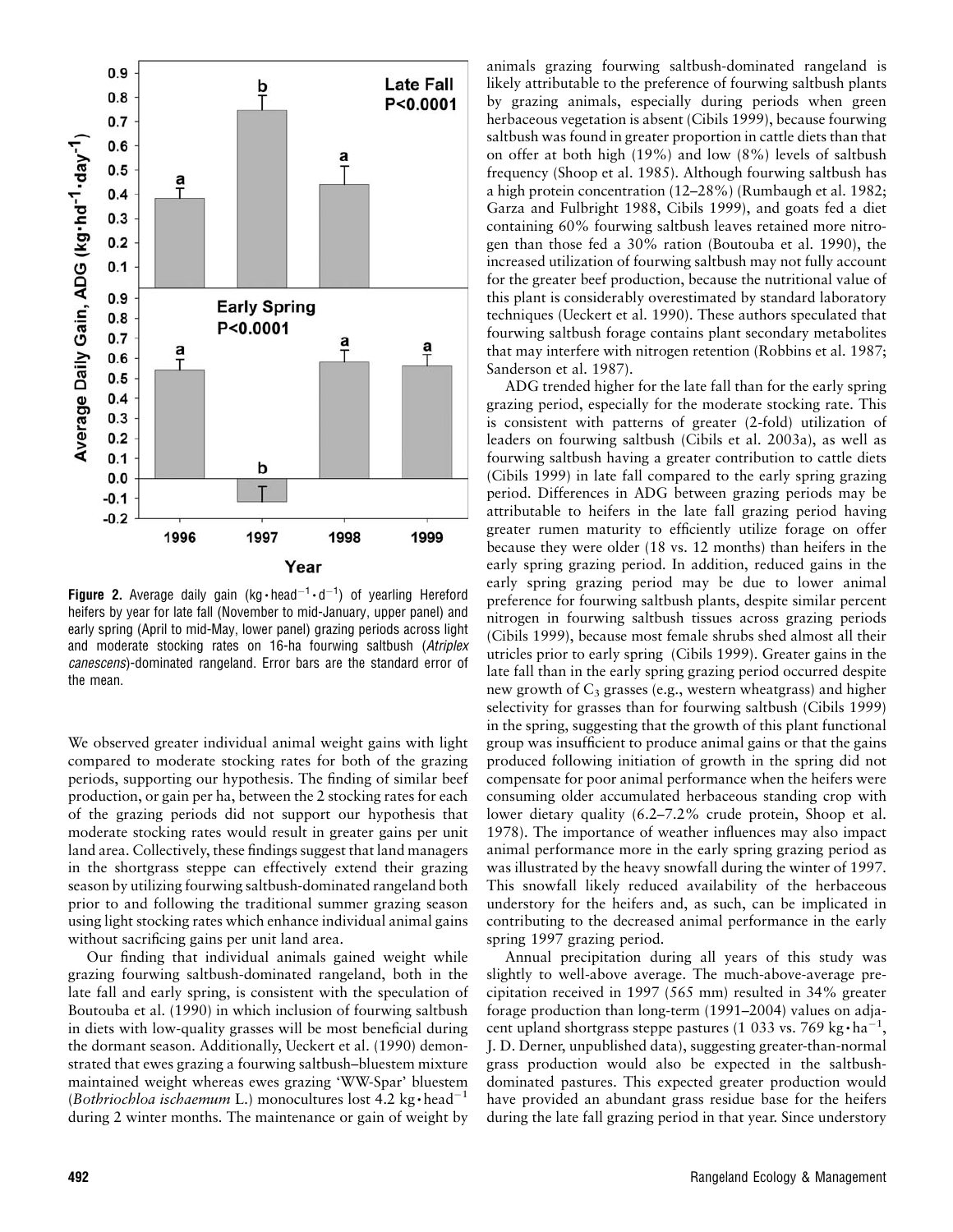**Figure 2.** Average daily gain (kg·head$^{-1}$·d$^{-1}$) of yearling Hereford heifers by year for late fall (November to mid-January, upper panel) and early spring (April to mid-May, lower panel) grazing periods across light and moderate stocking rates on 16-ha fourwing saltbush (*Atriplex canescens*)-dominated rangeland. Error bars are the standard error of the mean.

We observed greater individual animal weight gains with light compared to moderate stocking rates for both of the grazing periods, supporting our hypothesis. The finding of similar beef production, or gain per ha, between the 2 stocking rates for each of the grazing periods did not support our hypothesis that moderate stocking rates would result in greater gains per unit land area. Collectively, these findings suggest that land managers in the shortgrass steppe can effectively extend their grazing season by utilizing fourwing saltbush-dominated rangeland both prior to and following the traditional summer grazing season using light stocking rates which enhance individual animal gains without sacrificing gains per unit land area.

Our finding that individual animals gained weight while grazing fourwing saltbush-dominated rangeland, both in the late fall and early spring, is consistent with the speculation of Boutouba et al. (1990) in which inclusion of fourwing saltbush in diets with low-quality grasses will be most beneficial during the dormant season. Additionally, Ueckert et al. (1990) demonstrated that ewes grazing a fourwing saltbush–bluestem mixture maintained weight whereas ewes grazing 'WW-Spar' bluestem (*Bothriochloa ischaemum* L.) monocultures lost 4.2 kg·head$^{-1}$ during 2 winter months. The maintenance or gain of weight by animals grazing fourwing saltbush-dominated rangeland is likely attributable to the preference of fourwing saltbush plants by grazing animals, especially during periods when green herbaceous vegetation is absent (Cibils 1999), because fourwing saltbush was found in greater proportion in cattle diets than that on offer at both high (19%) and low (8%) levels of saltbush frequency (Shoop et al. 1985). Although fourwing saltbush has a high protein concentration (12–28%) (Rumbaugh et al. 1982; Garza and Fulbright 1988, Cibils 1999), and goats fed a diet containing 60% fourwing saltbush leaves retained more nitrogen than those fed a 30% ration (Boutouba et al. 1990), the increased utilization of fourwing saltbush may not fully account for the greater beef production, because the nutritional value of this plant is considerably overestimated by standard laboratory techniques (Ueckert et al. 1990). These authors speculated that fourwing saltbush forage contains plant secondary metabolites that may interfere with nitrogen retention (Robbins et al. 1987; Sanderson et al. 1987).

ADG trended higher for the late fall than for the early spring grazing period, especially for the moderate stocking rate. This is consistent with patterns of greater (2-fold) utilization of leaders on fourwing saltbush (Cibils et al. 2003a), as well as fourwing saltbush having a greater contribution to cattle diets (Cibils 1999) in late fall compared to the early spring grazing period. Differences in ADG between grazing periods may be attributable to heifers in the late fall grazing period having greater rumen maturity to efficiently utilize forage on offer because they were older (18 vs. 12 months) than heifers in the early spring grazing period. In addition, reduced gains in the early spring grazing period may be due to lower animal preference for fourwing saltbush plants, despite similar percent nitrogen in fourwing saltbush tissues across grazing periods (Cibils 1999), because most female shrubs shed almost all their utricles prior to early spring (Cibils 1999). Greater gains in the late fall than in the early spring grazing period occurred despite new growth of $C_3$ grasses (e.g., western wheatgrass) and higher selectivity for grasses than for fourwing saltbush (Cibils 1999) in the spring, suggesting that the growth of this plant functional group was insufficient to produce animal gains or that the gains produced following initiation of growth in the spring did not compensate for poor animal performance when the heifers were consuming older accumulated herbaceous standing crop with lower dietary quality (6.2–7.2% crude protein, Shoop et al. 1978). The importance of weather influences may also impact animal performance more in the early spring grazing period as was illustrated by the heavy snowfall during the winter of 1997. This snowfall likely reduced availability of the herbaceous understory for the heifers and, as such, can be implicated in contributing to the decreased animal performance in the early spring 1997 grazing period.

Annual precipitation during all years of this study was slightly to well-above average. The much-above-average precipitation received in 1997 (565 mm) resulted in 34% greater forage production than long-term (1991–2004) values on adjacent upland shortgrass steppe pastures (1 033 vs. 769 kg·ha$^{-1}$, J. D. Derner, unpublished data), suggesting greater-than-normal grass production would also be expected in the saltbush-dominated pastures. This expected greater production would have provided an abundant grass residue base for the heifers during the late fall grazing period in that year. Since understory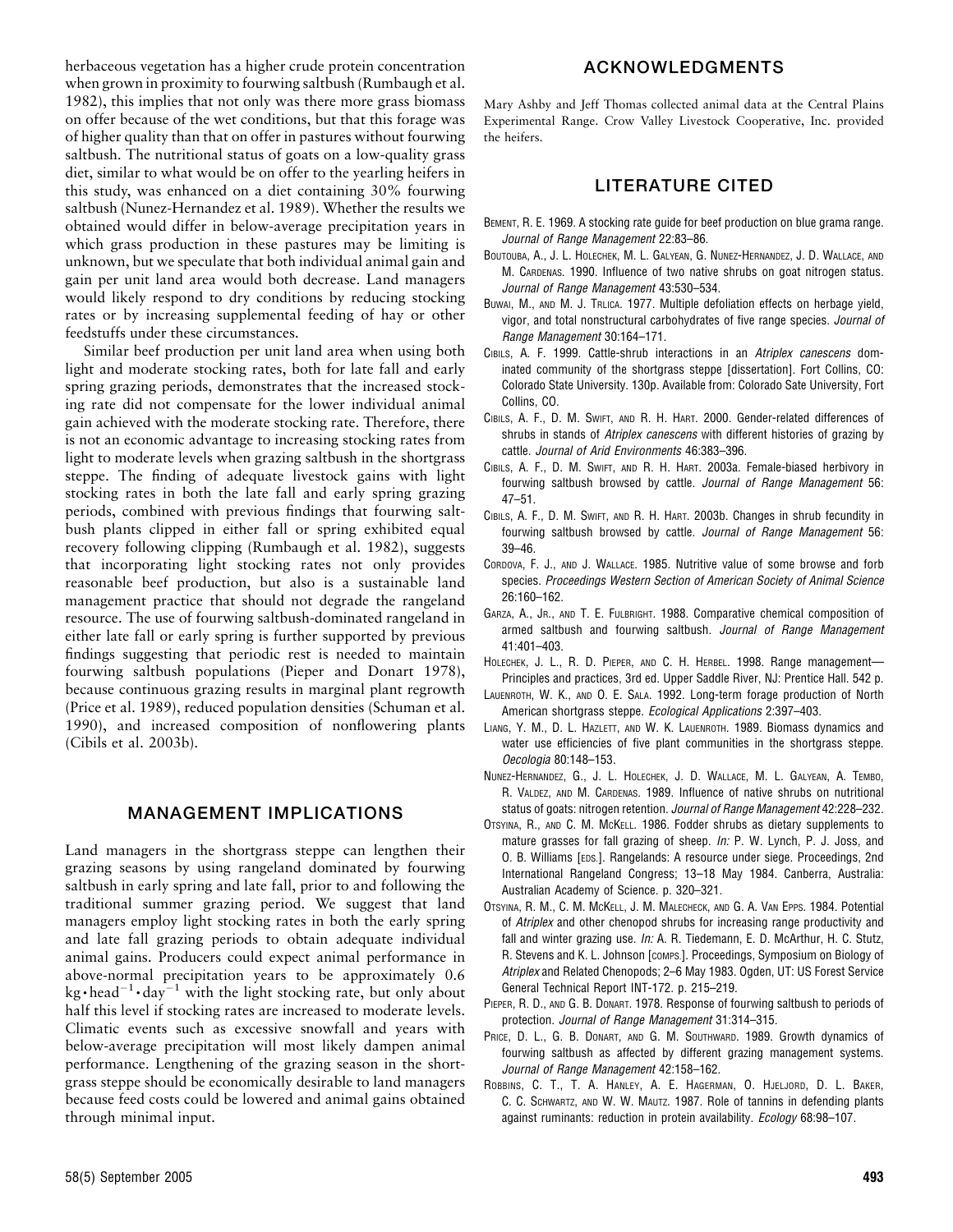herbaceous vegetation has a higher crude protein concentration when grown in proximity to fourwing saltbush (Rumbaugh et al. 1982), this implies that not only was there more grass biomass on offer because of the wet conditions, but that this forage was of higher quality than that on offer in pastures without fourwing saltbush. The nutritional status of goats on a low-quality grass diet, similar to what would be on offer to the yearling heifers in this study, was enhanced on a diet containing 30% fourwing saltbush (Nunez-Hernandez et al. 1989). Whether the results we obtained would differ in below-average precipitation years in which grass production in these pastures may be limiting is unknown, but we speculate that both individual animal gain and gain per unit land area would both decrease. Land managers would likely respond to dry conditions by reducing stocking rates or by increasing supplemental feeding of hay or other feedstuffs under these circumstances.

Similar beef production per unit land area when using both light and moderate stocking rates, both for late fall and early spring grazing periods, demonstrates that the increased stocking rate did not compensate for the lower individual animal gain achieved with the moderate stocking rate. Therefore, there is not an economic advantage to increasing stocking rates from light to moderate levels when grazing saltbush in the shortgrass steppe. The finding of adequate livestock gains with light stocking rates in both the late fall and early spring grazing periods, combined with previous findings that fourwing saltbush plants clipped in either fall or spring exhibited equal recovery following clipping (Rumbaugh et al. 1982), suggests that incorporating light stocking rates not only provides reasonable beef production, but also is a sustainable land management practice that should not degrade the rangeland resource. The use of fourwing saltbush-dominated rangeland in either late fall or early spring is further supported by previous findings suggesting that periodic rest is needed to maintain fourwing saltbush populations (Pieper and Donart 1978), because continuous grazing results in marginal plant regrowth (Price et al. 1989), reduced population densities (Schuman et al. 1990), and increased composition of nonflowering plants (Cibils et al. 2003b).

## MANAGEMENT IMPLICATIONS

Land managers in the shortgrass steppe can lengthen their grazing seasons by using rangeland dominated by fourwing saltbush in early spring and late fall, prior to and following the traditional summer grazing period. We suggest that land managers employ light stocking rates in both the early spring and late fall grazing periods to obtain adequate individual animal gains. Producers could expect animal performance in above-normal precipitation years to be approximately 0.6 $kg \cdot head^{-1} \cdot day^{-1}$ with the light stocking rate, but only about half this level if stocking rates are increased to moderate levels. Climatic events such as excessive snowfall and years with below-average precipitation will most likely dampen animal performance. Lengthening of the grazing season in the shortgrass steppe should be economically desirable to land managers because feed costs could be lowered and animal gains obtained through minimal input.

## ACKNOWLEDGMENTS

Mary Ashby and Jeff Thomas collected animal data at the Central Plains Experimental Range. Crow Valley Livestock Cooperative, Inc. provided the heifers.

## LITERATURE CITED

Bement, R. E. 1969. A stocking rate guide for beef production on blue grama range. *Journal of Range Management* 22:83–86.

Boutouba, A., J. L. Holechek, M. L. Galyean, G. Nunez-Hernandez, J. D. Wallace, and M. Cardenas. 1990. Influence of two native shrubs on goat nitrogen status. *Journal of Range Management* 43:530–534.

Buwai, M., and M. J. Trlica. 1977. Multiple defoliation effects on herbage yield, vigor, and total nonstructural carbohydrates of five range species. *Journal of Range Management* 30:164–171.

Cibils, A. F. 1999. Cattle-shrub interactions in an *Atriplex canescens* dominated community of the shortgrass steppe [dissertation]. Fort Collins, CO: Colorado State University. 130p. Available from: Colorado Sate University, Fort Collins, CO.

Cibils, A. F., D. M. Swift, and R. H. Hart. 2000. Gender-related differences of shrubs in stands of *Atriplex canescens* with different histories of grazing by cattle. *Journal of Arid Environments* 46:383–396.

Cibils, A. F., D. M. Swift, and R. H. Hart. 2003a. Female-biased herbivory in fourwing saltbush browsed by cattle. *Journal of Range Management* 56: 47–51.

Cibils, A. F., D. M. Swift, and R. H. Hart. 2003b. Changes in shrub fecundity in fourwing saltbush browsed by cattle. *Journal of Range Management* 56: 39–46.

Cordova, F. J., and J. Wallace. 1985. Nutritive value of some browse and forb species. *Proceedings Western Section of American Society of Animal Science* 26:160–162.

Garza, A., Jr., and T. E. Fulbright. 1988. Comparative chemical composition of armed saltbush and fourwing saltbush. *Journal of Range Management* 41:401–403.

Holechek, J. L., R. D. Pieper, and C. H. Herbel. 1998. Range management—Principles and practices, 3rd ed. Upper Saddle River, NJ: Prentice Hall. 542 p.

Lauenroth, W. K., and O. E. Sala. 1992. Long-term forage production of North American shortgrass steppe. *Ecological Applications* 2:397–403.

Liang, Y. M., D. L. Hazlett, and W. K. Lauenroth. 1989. Biomass dynamics and water use efficiencies of five plant communities in the shortgrass steppe. *Oecologia* 80:148–153.

Nunez-Hernandez, G., J. L. Holechek, J. D. Wallace, M. L. Galyean, A. Tembo, R. Valdez, and M. Cardenas. 1989. Influence of native shrubs on nutritional status of goats: nitrogen retention. *Journal of Range Management* 42:228–232.

Otsyina, R., and C. M. McKell. 1986. Fodder shrubs as dietary supplements to mature grasses for fall grazing of sheep. *In:* P. W. Lynch, P. J. Joss, and O. B. Williams [eds.]. Rangelands: A resource under siege. Proceedings, 2nd International Rangeland Congress; 13–18 May 1984. Canberra, Australia: Australian Academy of Science. p. 320–321.

Otsyina, R. M., C. M. McKell, J. M. Malecheck, and G. A. Van Epps. 1984. Potential of *Atriplex* and other chenopod shrubs for increasing range productivity and fall and winter grazing use. *In:* A. R. Tiedemann, E. D. McArthur, H. C. Stutz, R. Stevens and K. L. Johnson [comps.]. Proceedings, Symposium on Biology of *Atriplex* and Related Chenopods; 2–6 May 1983. Ogden, UT: US Forest Service General Technical Report INT-172. p. 215–219.

Pieper, R. D., and G. B. Donart. 1978. Response of fourwing saltbush to periods of protection. *Journal of Range Management* 31:314–315.

Price, D. L., G. B. Donart, and G. M. Southward. 1989. Growth dynamics of fourwing saltbush as affected by different grazing management systems. *Journal of Range Management* 42:158–162.

Robbins, C. T., T. A. Hanley, A. E. Hagerman, O. Hjeljord, D. L. Baker, C. C. Schwartz, and W. W. Mautz. 1987. Role of tannins in defending plants against ruminants: reduction in protein availability. *Ecology* 68:98–107.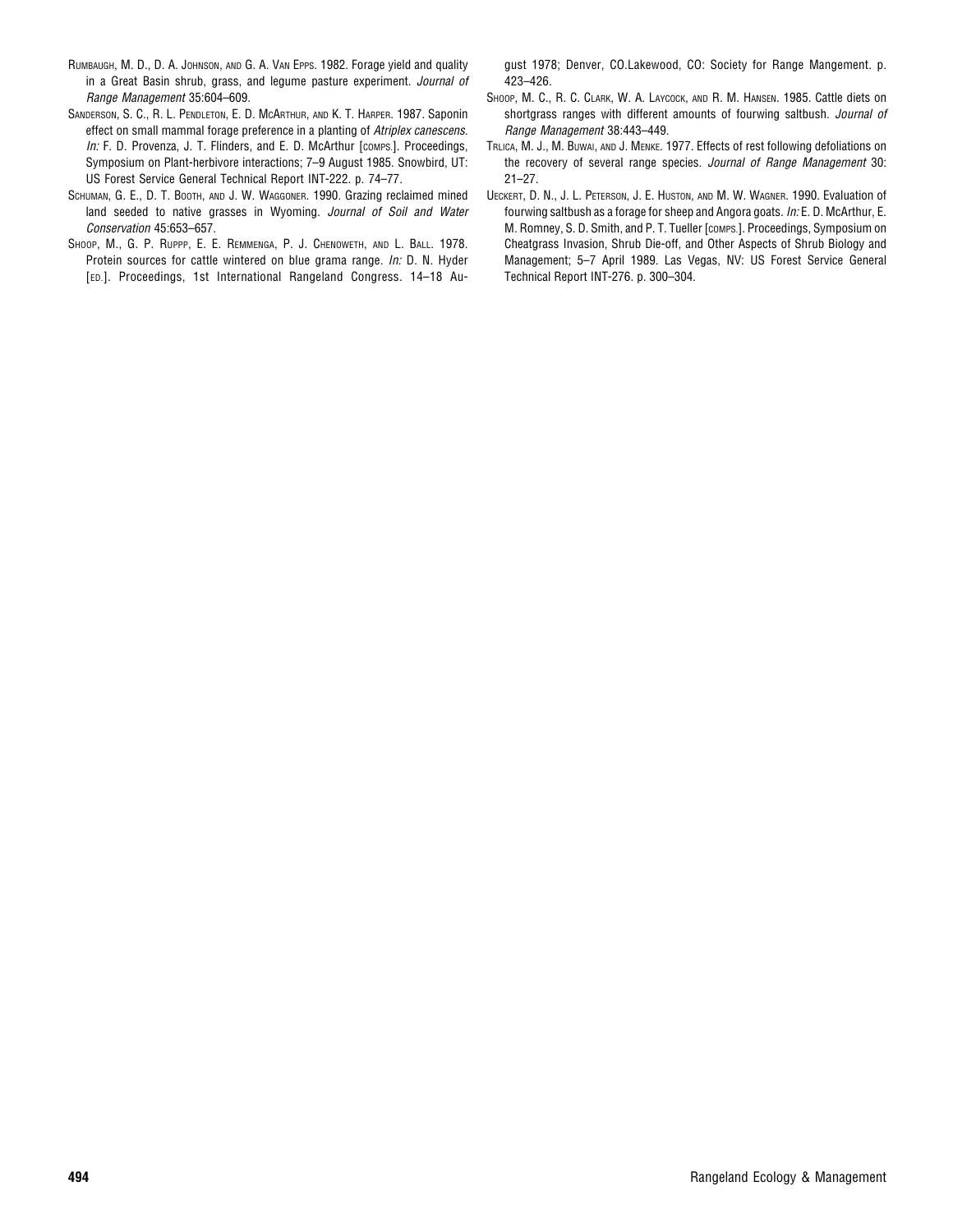RUMBAUGH, M. D., D. A. JOHNSON, AND G. A. VAN EPPS. 1982. Forage yield and quality in a Great Basin shrub, grass, and legume pasture experiment. *Journal of Range Management* 35:604–609.

SANDERSON, S. C., R. L. PENDLETON, E. D. MCARTHUR, AND K. T. HARPER. 1987. Saponin effect on small mammal forage preference in a planting of *Atriplex canescens*. *In:* F. D. Provenza, J. T. Flinders, and E. D. McArthur [COMPS.]. Proceedings, Symposium on Plant-herbivore interactions; 7–9 August 1985. Snowbird, UT: US Forest Service General Technical Report INT-222. p. 74–77.

SCHUMAN, G. E., D. T. BOOTH, AND J. W. WAGGONER. 1990. Grazing reclaimed mined land seeded to native grasses in Wyoming. *Journal of Soil and Water Conservation* 45:653–657.

SHOOP, M., G. P. RUPPP, E. E. REMMENGA, P. J. CHENOWETH, AND L. BALL. 1978. Protein sources for cattle wintered on blue grama range. *In:* D. N. Hyder [ED.]. Proceedings, 1st International Rangeland Congress. 14–18 August 1978; Denver, CO.Lakewood, CO: Society for Range Mangement. p. 423–426.

SHOOP, M. C., R. C. CLARK, W. A. LAYCOCK, AND R. M. HANSEN. 1985. Cattle diets on shortgrass ranges with different amounts of fourwing saltbush. *Journal of Range Management* 38:443–449.

TRLICA, M. J., M. BUWAI, AND J. MENKE. 1977. Effects of rest following defoliations on the recovery of several range species. *Journal of Range Management* 30: 21–27.

UECKERT, D. N., J. L. PETERSON, J. E. HUSTON, AND M. W. WAGNER. 1990. Evaluation of fourwing saltbush as a forage for sheep and Angora goats. *In:* E. D. McArthur, E. M. Romney, S. D. Smith, and P. T. Tueller [COMPS.]. Proceedings, Symposium on Cheatgrass Invasion, Shrub Die-off, and Other Aspects of Shrub Biology and Management; 5–7 April 1989. Las Vegas, NV: US Forest Service General Technical Report INT-276. p. 300–304.